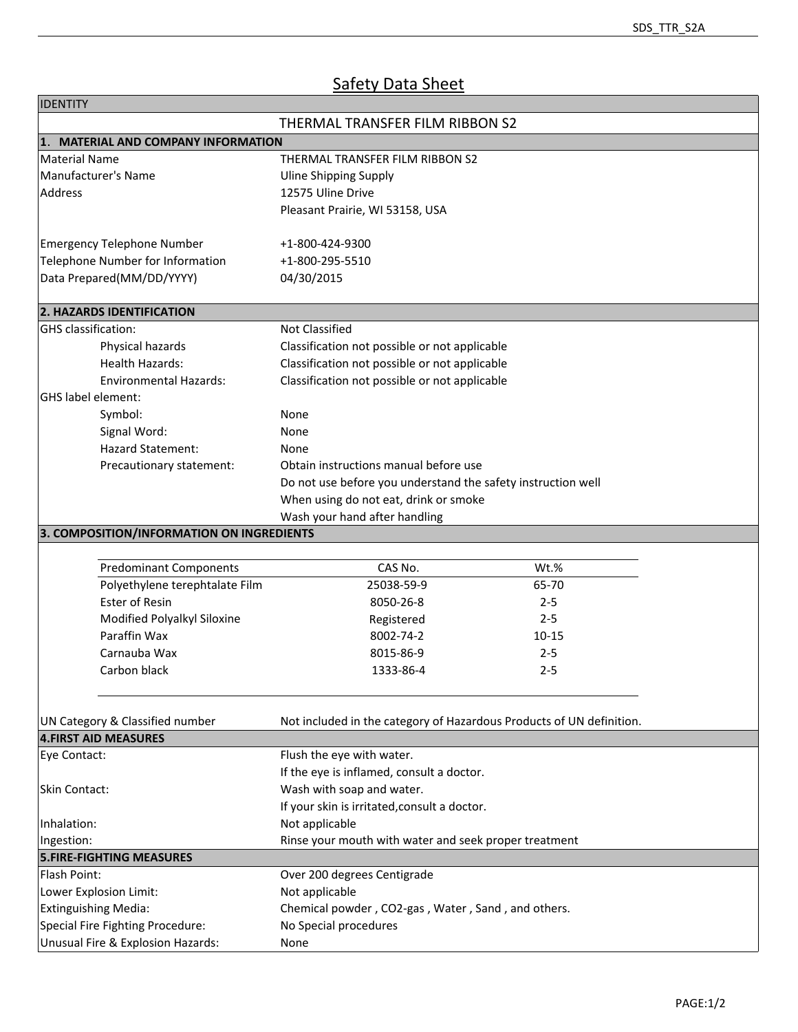# Safety Data Sheet

**IDENTITY**

THERMAL TRANSFER FILM RIBBON S2

## 1. MATERIAL AND COMPANY INFORMATION

| | |
|---|---|
| Material Name | THERMAL TRANSFER FILM RIBBON S2 |
| Manufacturer's Name | Uline Shipping Supply |
| Address | 12575 Uline Drive<br>Pleasant Prairie, WI 53158, USA |
| Emergency Telephone Number | +1-800-424-9300 |
| Telephone Number for Information | +1-800-295-5510 |
| Data Prepared(MM/DD/YYYY) | 04/30/2015 |

## 2. HAZARDS IDENTIFICATION

| | |
|---|---|
| GHS classification: | Not Classified |
| Physical hazards | Classification not possible or not applicable |
| Health Hazards: | Classification not possible or not applicable |
| Environmental Hazards: | Classification not possible or not applicable |
| GHS label element: | |
| Symbol: | None |
| Signal Word: | None |
| Hazard Statement: | None |
| Precautionary statement: | Obtain instructions manual before use<br>Do not use before you understand the safety instruction well<br>When using do not eat, drink or smoke<br>Wash your hand after handling |

## 3. COMPOSITION/INFORMATION ON INGREDIENTS

| Predominant Components | CAS No. | Wt.% |
|---|---|---|
| Polyethylene terephtalate Film | 25038-59-9 | 65-70 |
| Ester of Resin | 8050-26-8 | 2-5 |
| Modified Polyalkyl Siloxine | Registered | 2-5 |
| Paraffin Wax | 8002-74-2 | 10-15 |
| Carnauba Wax | 8015-86-9 | 2-5 |
| Carbon black | 1333-86-4 | 2-5 |

| | |
|---|---|
| UN Category & Classified number | Not included in the category of Hazardous Products of UN definition. |

## 4.FIRST AID MEASURES

| | |
|---|---|
| Eye Contact: | Flush the eye with water.<br>If the eye is inflamed, consult a doctor. |
| Skin Contact: | Wash with soap and water.<br>If your skin is irritated,consult a doctor. |
| Inhalation: | Not applicable |
| Ingestion: | Rinse your mouth with water and seek proper treatment |

## 5.FIRE-FIGHTING MEASURES

| | |
|---|---|
| Flash Point: | Over 200 degrees Centigrade |
| Lower Explosion Limit: | Not applicable |
| Extinguishing Media: | Chemical powder , CO2-gas , Water , Sand , and others. |
| Special Fire Fighting Procedure: | No Special procedures |
| Unusual Fire & Explosion Hazards: | None |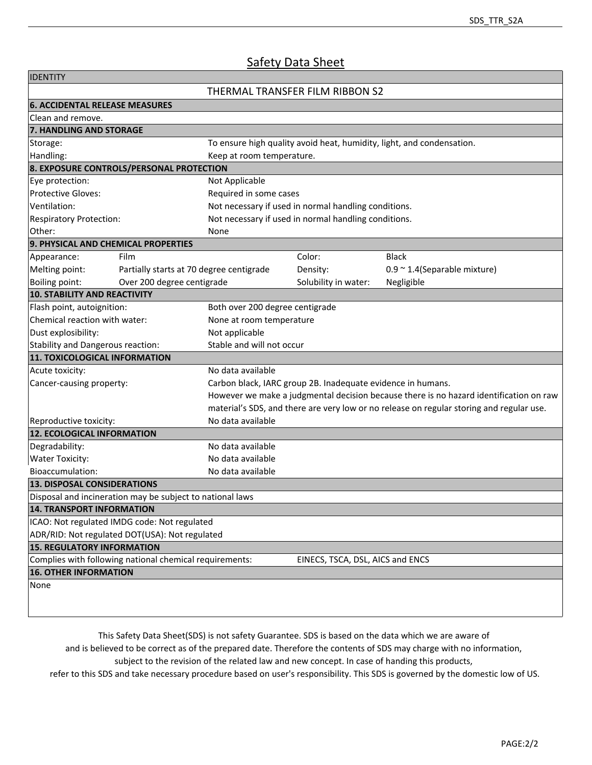## Safety Data Sheet

**IDENTITY**

THERMAL TRANSFER FILM RIBBON S2

### 6. ACCIDENTAL RELEASE MEASURES

Clean and remove.

### 7. HANDLING AND STORAGE

| | |
|---|---|
| Storage: | To ensure high quality avoid heat, humidity, light, and condensation. |
| Handling: | Keep at room temperature. |

### 8. EXPOSURE CONTROLS/PERSONAL PROTECTION

| | |
|---|---|
| Eye protection: | Not Applicable |
| Protective Gloves: | Required in some cases |
| Ventilation: | Not necessary if used in normal handling conditions. |
| Respiratory Protection: | Not necessary if used in normal handling conditions. |
| Other: | None |

### 9. PHYSICAL AND CHEMICAL PROPERTIES

| | | | |
|---|---|---|---|
| Appearance: | Film | Color: | Black |
| Melting point: | Partially starts at 70 degree centigrade | Density: | 0.9 ~ 1.4(Separable mixture) |
| Boiling point: | Over 200 degree centigrade | Solubility in water: | Negligible |

### 10. STABILITY AND REACTIVITY

| | |
|---|---|
| Flash point, autoignition: | Both over 200 degree centigrade |
| Chemical reaction with water: | None at room temperature |
| Dust explosibility: | Not applicable |
| Stability and Dangerous reaction: | Stable and will not occur |

### 11. TOXICOLOGICAL INFORMATION

| | |
|---|---|
| Acute toxicity: | No data available |
| Cancer-causing property: | Carbon black, IARC group 2B. Inadequate evidence in humans. However we make a judgmental decision because there is no hazard identification on raw material's SDS, and there are very low or no release on regular storing and regular use. |
| Reproductive toxicity: | No data available |

### 12. ECOLOGICAL INFORMATION

| | |
|---|---|
| Degradability: | No data available |
| Water Toxicity: | No data available |
| Bioaccumulation: | No data available |

### 13. DISPOSAL CONSIDERATIONS

Disposal and incineration may be subject to national laws

### 14. TRANSPORT INFORMATION

ICAO: Not regulated IMDG code: Not regulated

ADR/RID: Not regulated DOT(USA): Not regulated

### 15. REGULATORY INFORMATION

| | |
|---|---|
| Complies with following national chemical requirements: | EINECS, TSCA, DSL, AICS and ENCS |

### 16. OTHER INFORMATION

None

This Safety Data Sheet(SDS) is not safety Guarantee. SDS is based on the data which we are aware of and is believed to be correct as of the prepared date. Therefore the contents of SDS may charge with no information, subject to the revision of the related law and new concept. In case of handing this products, refer to this SDS and take necessary procedure based on user's responsibility. This SDS is governed by the domestic low of US.